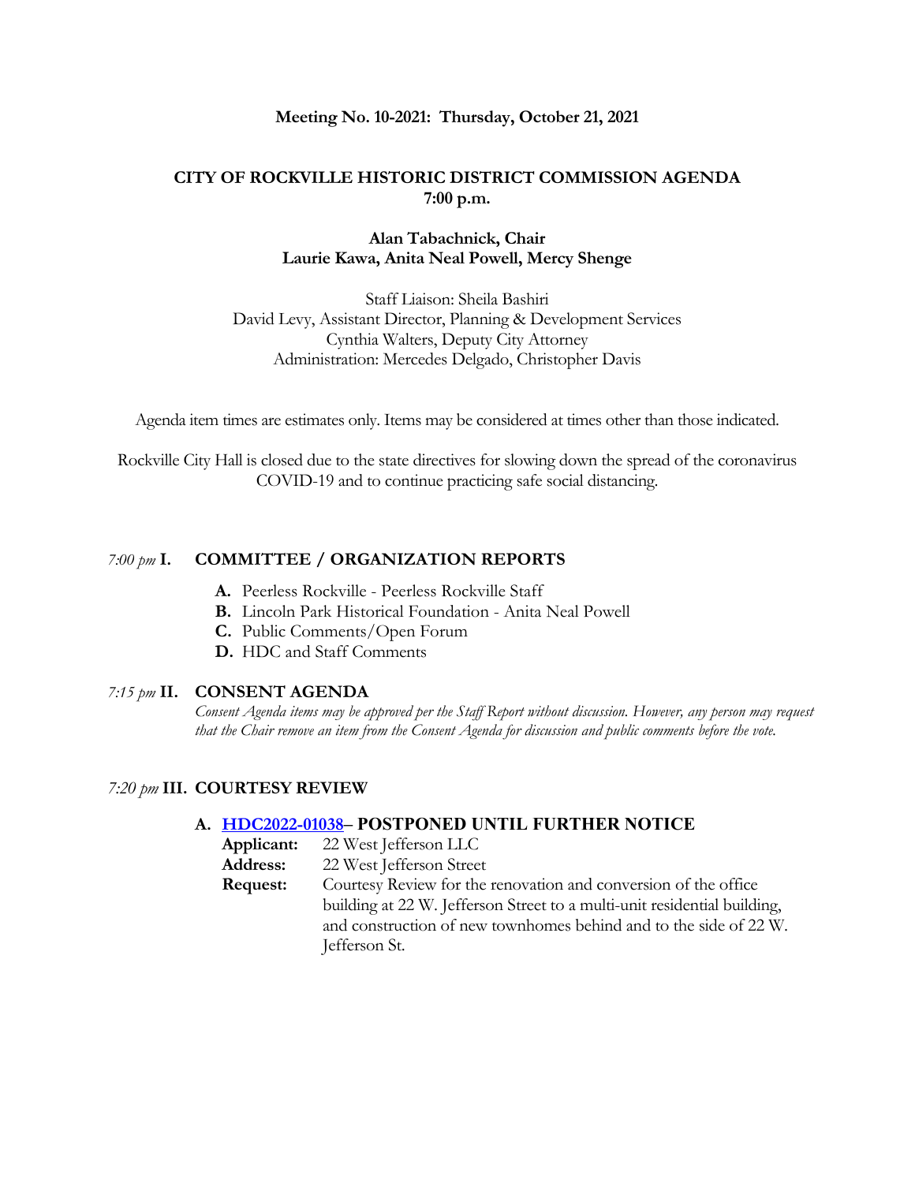**Meeting No. 10-2021: Thursday, October 21, 2021**

# CITY OF ROCKVILLE HISTORIC DISTRICT COMMISSION AGENDA
**7:00 p.m.**

**Alan Tabachnick, Chair**
**Laurie Kawa, Anita Neal Powell, Mercy Shenge**

Staff Liaison: Sheila Bashiri
David Levy, Assistant Director, Planning & Development Services
Cynthia Walters, Deputy City Attorney
Administration: Mercedes Delgado, Christopher Davis

Agenda item times are estimates only. Items may be considered at times other than those indicated.

Rockville City Hall is closed due to the state directives for slowing down the spread of the coronavirus COVID-19 and to continue practicing safe social distancing.

## *7:00 pm* I. COMMITTEE / ORGANIZATION REPORTS

- **A.** Peerless Rockville - Peerless Rockville Staff
- **B.** Lincoln Park Historical Foundation - Anita Neal Powell
- **C.** Public Comments/Open Forum
- **D.** HDC and Staff Comments

## *7:15 pm* II. CONSENT AGENDA

*Consent Agenda items may be approved per the Staff Report without discussion. However, any person may request that the Chair remove an item from the Consent Agenda for discussion and public comments before the vote.*

## *7:20 pm* III. COURTESY REVIEW

### A. HDC2022-01038– POSTPONED UNTIL FURTHER NOTICE

**Applicant:** 22 West Jefferson LLC
**Address:** 22 West Jefferson Street
**Request:** Courtesy Review for the renovation and conversion of the office building at 22 W. Jefferson Street to a multi-unit residential building, and construction of new townhomes behind and to the side of 22 W. Jefferson St.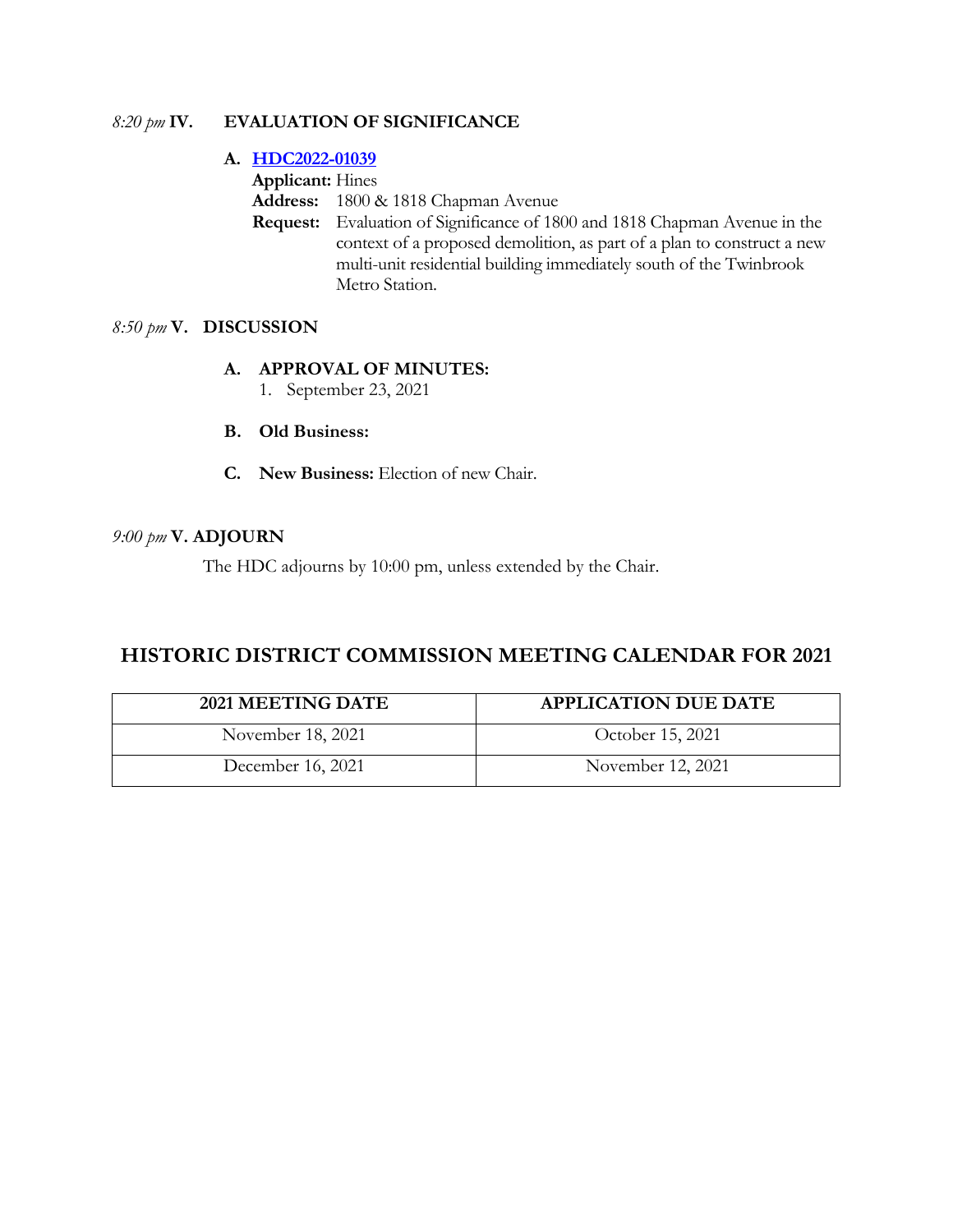*8:20 pm* **IV. EVALUATION OF SIGNIFICANCE**

**A. HDC2022-01039**

**Applicant:** Hines
**Address:** 1800 & 1818 Chapman Avenue
**Request:** Evaluation of Significance of 1800 and 1818 Chapman Avenue in the context of a proposed demolition, as part of a plan to construct a new multi-unit residential building immediately south of the Twinbrook Metro Station.

*8:50 pm* **V. DISCUSSION**

**A. APPROVAL OF MINUTES:**

1. September 23, 2021

**B. Old Business:**

**C. New Business:** Election of new Chair.

*9:00 pm* **V. ADJOURN**

The HDC adjourns by 10:00 pm, unless extended by the Chair.

## HISTORIC DISTRICT COMMISSION MEETING CALENDAR FOR 2021

| 2021 MEETING DATE | APPLICATION DUE DATE |
|---|---|
| November 18, 2021 | October 15, 2021 |
| December 16, 2021 | November 12, 2021 |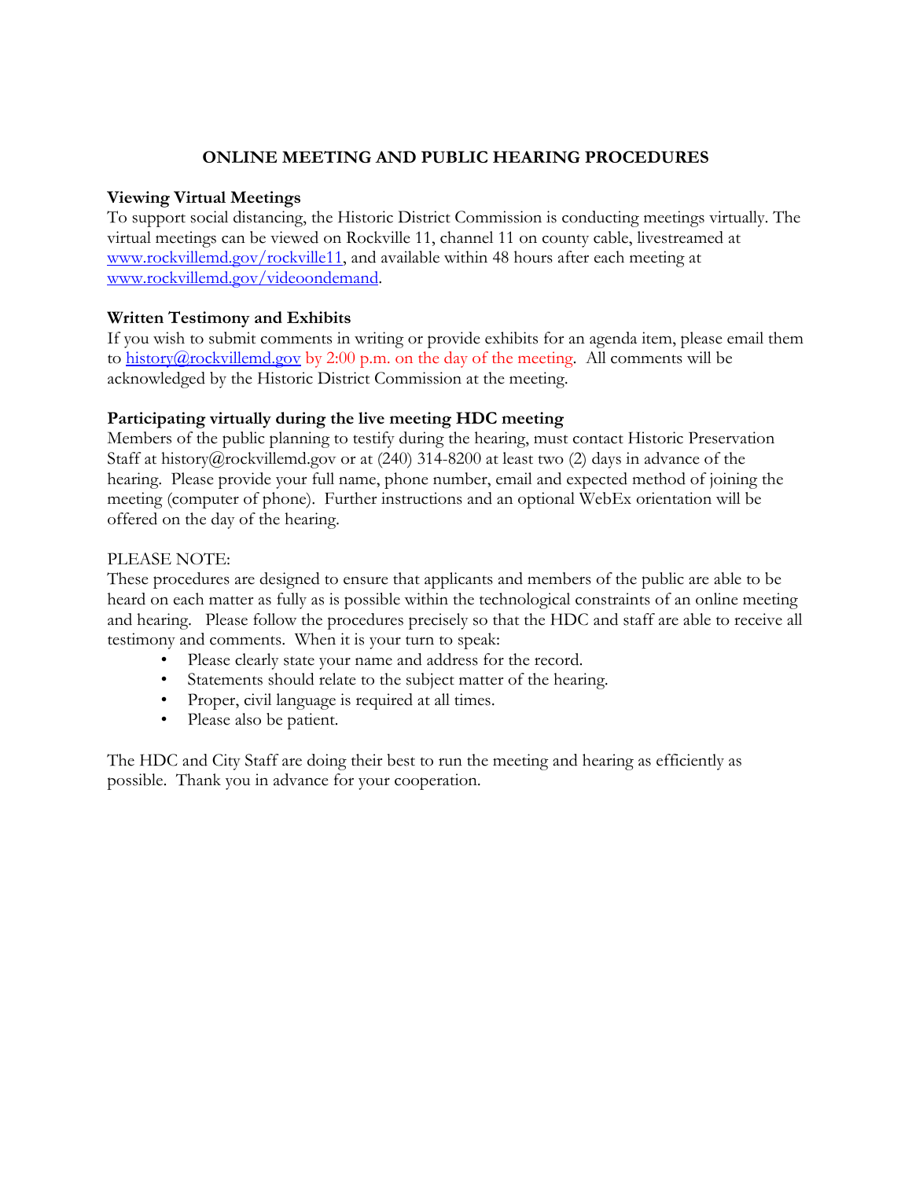## ONLINE MEETING AND PUBLIC HEARING PROCEDURES

**Viewing Virtual Meetings**

To support social distancing, the Historic District Commission is conducting meetings virtually. The virtual meetings can be viewed on Rockville 11, channel 11 on county cable, livestreamed at www.rockvillemd.gov/rockville11, and available within 48 hours after each meeting at www.rockvillemd.gov/videoondemand.

**Written Testimony and Exhibits**

If you wish to submit comments in writing or provide exhibits for an agenda item, please email them to history@rockvillemd.gov by 2:00 p.m. on the day of the meeting. All comments will be acknowledged by the Historic District Commission at the meeting.

**Participating virtually during the live meeting HDC meeting**

Members of the public planning to testify during the hearing, must contact Historic Preservation Staff at history@rockvillemd.gov or at (240) 314-8200 at least two (2) days in advance of the hearing. Please provide your full name, phone number, email and expected method of joining the meeting (computer of phone). Further instructions and an optional WebEx orientation will be offered on the day of the hearing.

PLEASE NOTE:

These procedures are designed to ensure that applicants and members of the public are able to be heard on each matter as fully as is possible within the technological constraints of an online meeting and hearing. Please follow the procedures precisely so that the HDC and staff are able to receive all testimony and comments. When it is your turn to speak:

- Please clearly state your name and address for the record.
- Statements should relate to the subject matter of the hearing.
- Proper, civil language is required at all times.
- Please also be patient.

The HDC and City Staff are doing their best to run the meeting and hearing as efficiently as possible. Thank you in advance for your cooperation.